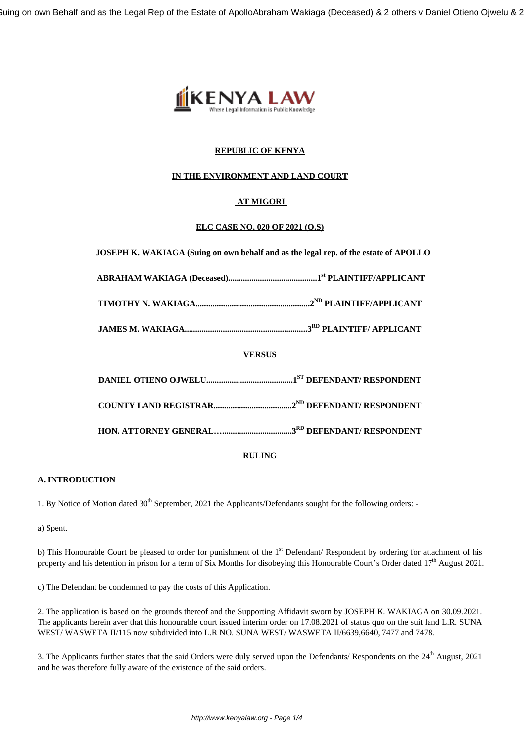**REPUBLIC OF KENYA**

**IN THE ENVIRONMENT AND LAND COURT**

**AT MIGORI**

**ELC CASE NO. 020 OF 2021 (O.S)**

**JOSEPH K. WAKIAGA (Suing on own behalf and as the legal rep. of the estate of APOLLO**

**ABRAHAM WAKIAGA (Deceased)..........................................1st PLAINTIFF/APPLICANT**

**TIMOTHY N. WAKIAGA.....................................................2ND PLAINTIFF/APPLICANT**

**JAMES M. WAKIAGA.........................................................3RD PLAINTIFF/ APPLICANT**

**VERSUS**

**DANIEL OTIENO OJWELU.........................................1ST DEFENDANT/ RESPONDENT**

**COUNTY LAND REGISTRAR.....................................2ND DEFENDANT/ RESPONDENT**

**HON. ATTORNEY GENERAL….................................3RD DEFENDANT/ RESPONDENT**

**RULING**

**A. INTRODUCTION**

1. By Notice of Motion dated 30th September, 2021 the Applicants/Defendants sought for the following orders: -

a) Spent.

b) This Honourable Court be pleased to order for punishment of the 1st Defendant/ Respondent by ordering for attachment of his property and his detention in prison for a term of Six Months for disobeying this Honourable Court's Order dated 17th August 2021.

c) The Defendant be condemned to pay the costs of this Application.

2. The application is based on the grounds thereof and the Supporting Affidavit sworn by JOSEPH K. WAKIAGA on 30.09.2021. The applicants herein aver that this honourable court issued interim order on 17.08.2021 of status quo on the suit land L.R. SUNA WEST/ WASWETA II/115 now subdivided into L.R NO. SUNA WEST/ WASWETA II/6639,6640, 7477 and 7478.

3. The Applicants further states that the said Orders were duly served upon the Defendants/ Respondents on the 24th August, 2021 and he was therefore fully aware of the existence of the said orders.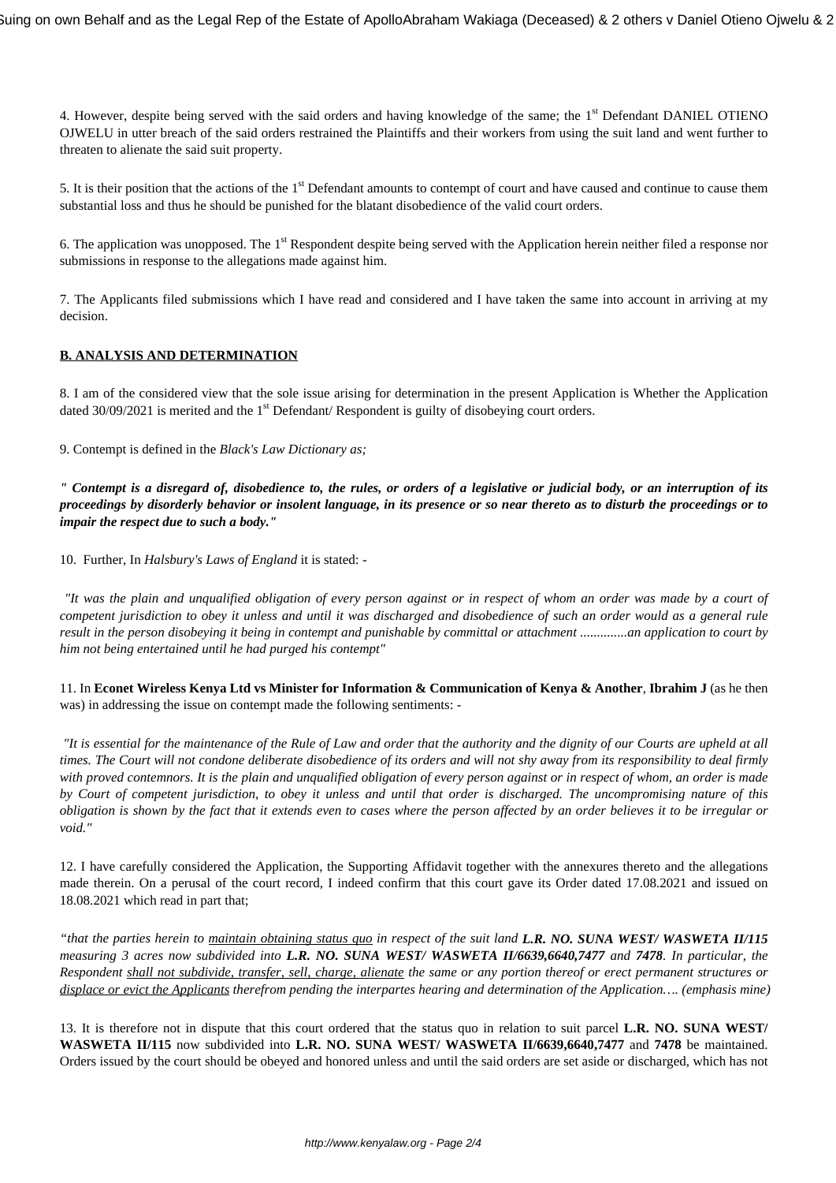4. However, despite being served with the said orders and having knowledge of the same; the 1st Defendant DANIEL OTIENO OJWELU in utter breach of the said orders restrained the Plaintiffs and their workers from using the suit land and went further to threaten to alienate the said suit property.

5. It is their position that the actions of the 1st Defendant amounts to contempt of court and have caused and continue to cause them substantial loss and thus he should be punished for the blatant disobedience of the valid court orders.

6. The application was unopposed. The 1st Respondent despite being served with the Application herein neither filed a response nor submissions in response to the allegations made against him.

7. The Applicants filed submissions which I have read and considered and I have taken the same into account in arriving at my decision.

**B. ANALYSIS AND DETERMINATION**

8. I am of the considered view that the sole issue arising for determination in the present Application is Whether the Application dated 30/09/2021 is merited and the 1st Defendant/ Respondent is guilty of disobeying court orders.

9. Contempt is defined in the *Black's Law Dictionary as;*

***" Contempt is a disregard of, disobedience to, the rules, or orders of a legislative or judicial body, or an interruption of its proceedings by disorderly behavior or insolent language, in its presence or so near thereto as to disturb the proceedings or to impair the respect due to such a body."***

10. Further, In *Halsbury's Laws of England* it is stated: -

*"It was the plain and unqualified obligation of every person against or in respect of whom an order was made by a court of competent jurisdiction to obey it unless and until it was discharged and disobedience of such an order would as a general rule result in the person disobeying it being in contempt and punishable by committal or attachment .............an application to court by him not being entertained until he had purged his contempt"*

11. In **Econet Wireless Kenya Ltd vs Minister for Information & Communication of Kenya & Another**, **Ibrahim J** (as he then was) in addressing the issue on contempt made the following sentiments: -

*"It is essential for the maintenance of the Rule of Law and order that the authority and the dignity of our Courts are upheld at all times. The Court will not condone deliberate disobedience of its orders and will not shy away from its responsibility to deal firmly with proved contemnors. It is the plain and unqualified obligation of every person against or in respect of whom, an order is made by Court of competent jurisdiction, to obey it unless and until that order is discharged. The uncompromising nature of this obligation is shown by the fact that it extends even to cases where the person affected by an order believes it to be irregular or void."*

12. I have carefully considered the Application, the Supporting Affidavit together with the annexures thereto and the allegations made therein. On a perusal of the court record, I indeed confirm that this court gave its Order dated 17.08.2021 and issued on 18.08.2021 which read in part that;

*"that the parties herein to <u>maintain obtaining status quo</u> in respect of the suit land **L.R. NO. SUNA WEST/ WASWETA II/115** measuring 3 acres now subdivided into **L.R. NO. SUNA WEST/ WASWETA II/6639,6640,7477** and **7478**. In particular, the Respondent <u>shall not subdivide, transfer, sell, charge, alienate</u> the same or any portion thereof or erect permanent structures or <u>displace or evict the Applicants</u> therefrom pending the interpartes hearing and determination of the Application…. (emphasis mine)*

13. It is therefore not in dispute that this court ordered that the status quo in relation to suit parcel **L.R. NO. SUNA WEST/ WASWETA II/115** now subdivided into **L.R. NO. SUNA WEST/ WASWETA II/6639,6640,7477** and **7478** be maintained. Orders issued by the court should be obeyed and honored unless and until the said orders are set aside or discharged, which has not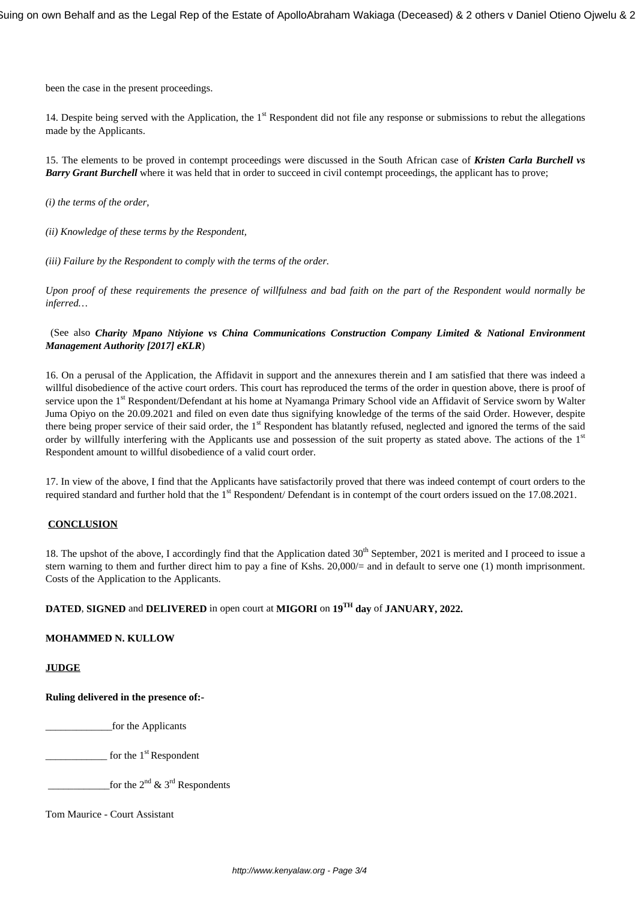been the case in the present proceedings.

14. Despite being served with the Application, the 1st Respondent did not file any response or submissions to rebut the allegations made by the Applicants.

15. The elements to be proved in contempt proceedings were discussed in the South African case of ***Kristen Carla Burchell vs Barry Grant Burchell*** where it was held that in order to succeed in civil contempt proceedings, the applicant has to prove;

*(i) the terms of the order,*

*(ii) Knowledge of these terms by the Respondent,*

*(iii) Failure by the Respondent to comply with the terms of the order.*

*Upon proof of these requirements the presence of willfulness and bad faith on the part of the Respondent would normally be inferred…*

(See also ***Charity Mpano Ntiyione vs China Communications Construction Company Limited & National Environment Management Authority [2017] eKLR***)

16. On a perusal of the Application, the Affidavit in support and the annexures therein and I am satisfied that there was indeed a willful disobedience of the active court orders. This court has reproduced the terms of the order in question above, there is proof of service upon the 1st Respondent/Defendant at his home at Nyamanga Primary School vide an Affidavit of Service sworn by Walter Juma Opiyo on the 20.09.2021 and filed on even date thus signifying knowledge of the terms of the said Order. However, despite there being proper service of their said order, the 1st Respondent has blatantly refused, neglected and ignored the terms of the said order by willfully interfering with the Applicants use and possession of the suit property as stated above. The actions of the 1st Respondent amount to willful disobedience of a valid court order.

17. In view of the above, I find that the Applicants have satisfactorily proved that there was indeed contempt of court orders to the required standard and further hold that the 1st Respondent/ Defendant is in contempt of the court orders issued on the 17.08.2021.

**CONCLUSION**

18. The upshot of the above, I accordingly find that the Application dated 30th September, 2021 is merited and I proceed to issue a stern warning to them and further direct him to pay a fine of Kshs. 20,000/= and in default to serve one (1) month imprisonment. Costs of the Application to the Applicants.

**DATED**, **SIGNED** and **DELIVERED** in open court at **MIGORI** on **19TH day** of **JANUARY, 2022.**

**MOHAMMED N. KULLOW**

**JUDGE**

**Ruling delivered in the presence of:-**

_____________for the Applicants

____________ for the 1st Respondent

____________for the 2nd & 3rd Respondents

Tom Maurice - Court Assistant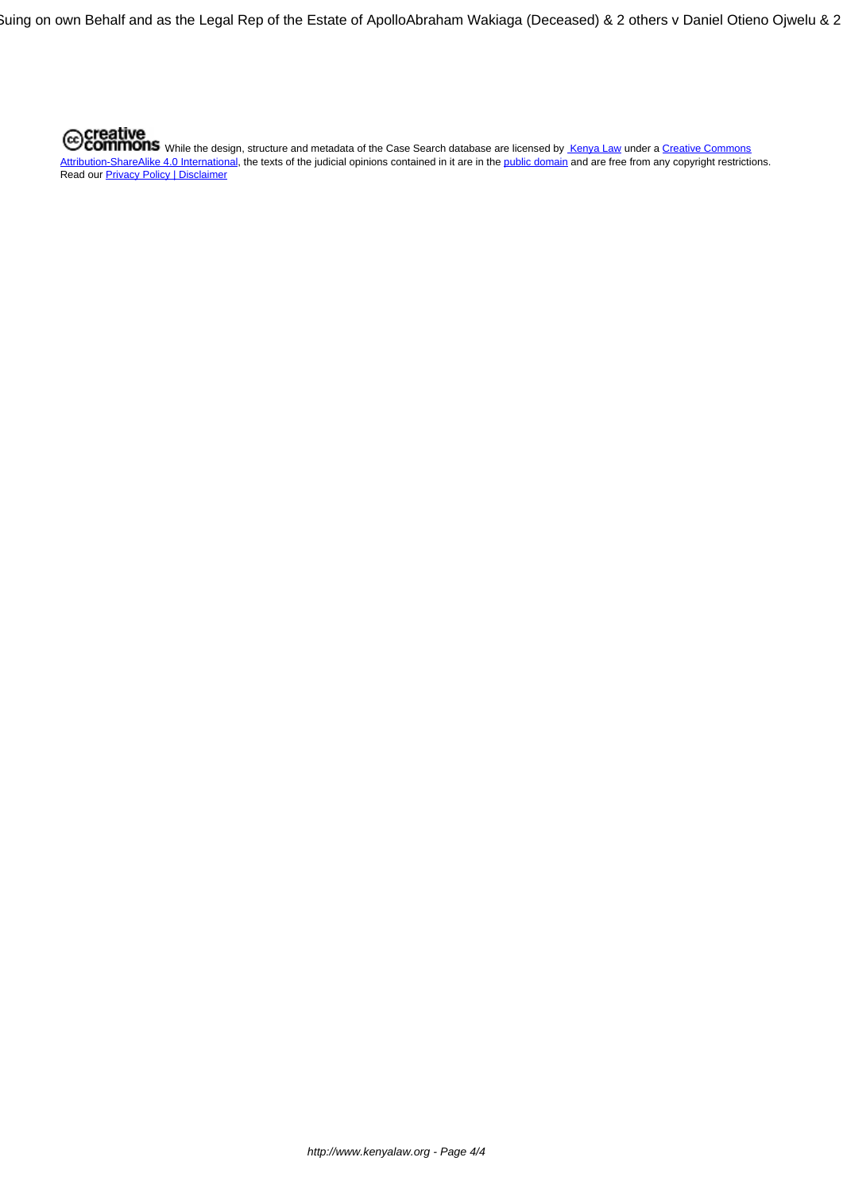While the design, structure and metadata of the Case Search database are licensed by Kenya Law under a Creative Commons Attribution-ShareAlike 4.0 International, the texts of the judicial opinions contained in it are in the public domain and are free from any copyright restrictions. Read our Privacy Policy | Disclaimer